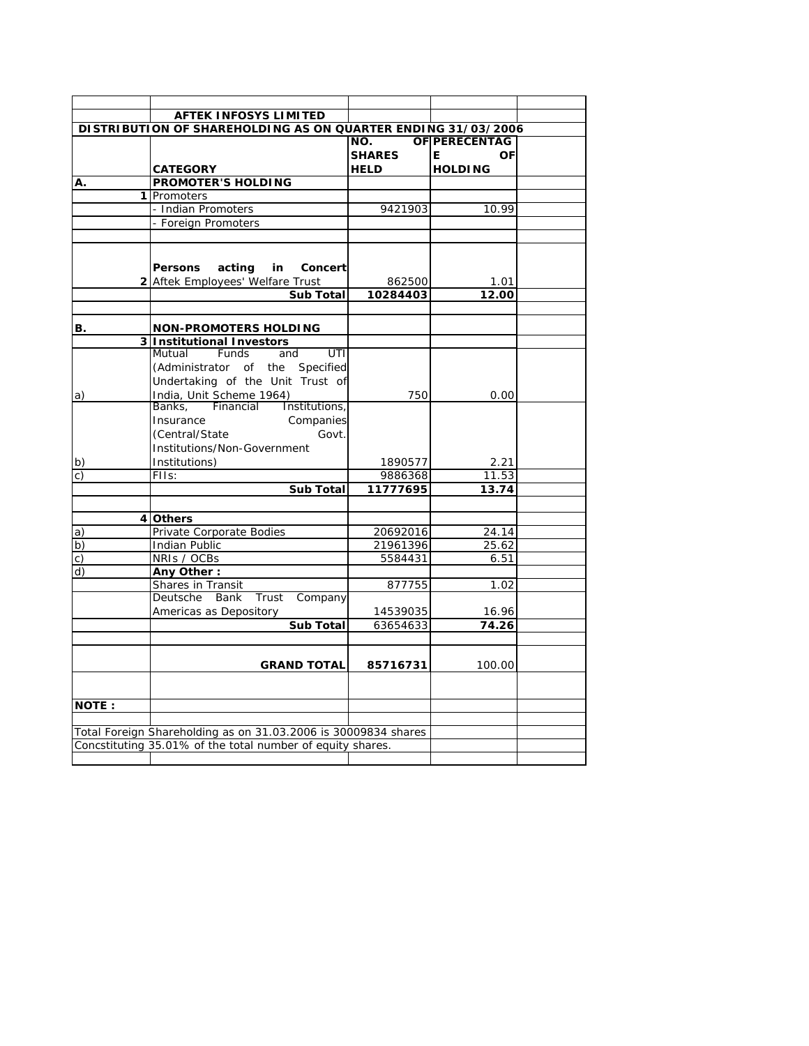**AFTEK INFOSYS LIMITED**

**DISTRIBUTION OF SHAREHOLDING AS ON QUARTER ENDING 31/03/2006**

| | CATEGORY | NO. OF SHARES HELD | PERECENTAGE OF HOLDING |
|---|---|---|---|
| **A.** | **PROMOTER'S HOLDING** | | |
| **1** | Promoters | | |
| | - Indian Promoters | 9421903 | 10.99 |
| | - Foreign Promoters | | |
| | **Persons acting in Concert** | | |
| **2** | Aftek Employees' Welfare Trust | 862500 | 1.01 |
| | **Sub Total** | **10284403** | **12.00** |
| **B.** | **NON-PROMOTERS HOLDING** | | |
| **3** | **Institutional Investors** | | |
| a) | Mutual Funds and UTI (Administrator of the Specified Undertaking of the Unit Trust of India, Unit Scheme 1964) | 750 | 0.00 |
| b) | Banks, Financial Institutions, Insurance Companies (Central/State Govt. Institutions/Non-Government Institutions) | 1890577 | 2.21 |
| c) | FIIs: | 9886368 | 11.53 |
| | **Sub Total** | **11777695** | **13.74** |
| **4** | **Others** | | |
| a) | Private Corporate Bodies | 20692016 | 24.14 |
| b) | Indian Public | 21961396 | 25.62 |
| c) | NRIs / OCBs | 5584431 | 6.51 |
| d) | **Any Other :** | | |
| | Shares in Transit | 877755 | 1.02 |
| | Deutsche Bank Trust Company Americas as Depository | 14539035 | 16.96 |
| | **Sub Total** | 63654633 | **74.26** |
| | **GRAND TOTAL** | **85716731** | 100.00 |

**NOTE :**

Total Foreign Shareholding as on 31.03.2006 is 30009834 shares

Concstituting 35.01% of the total number of equity shares.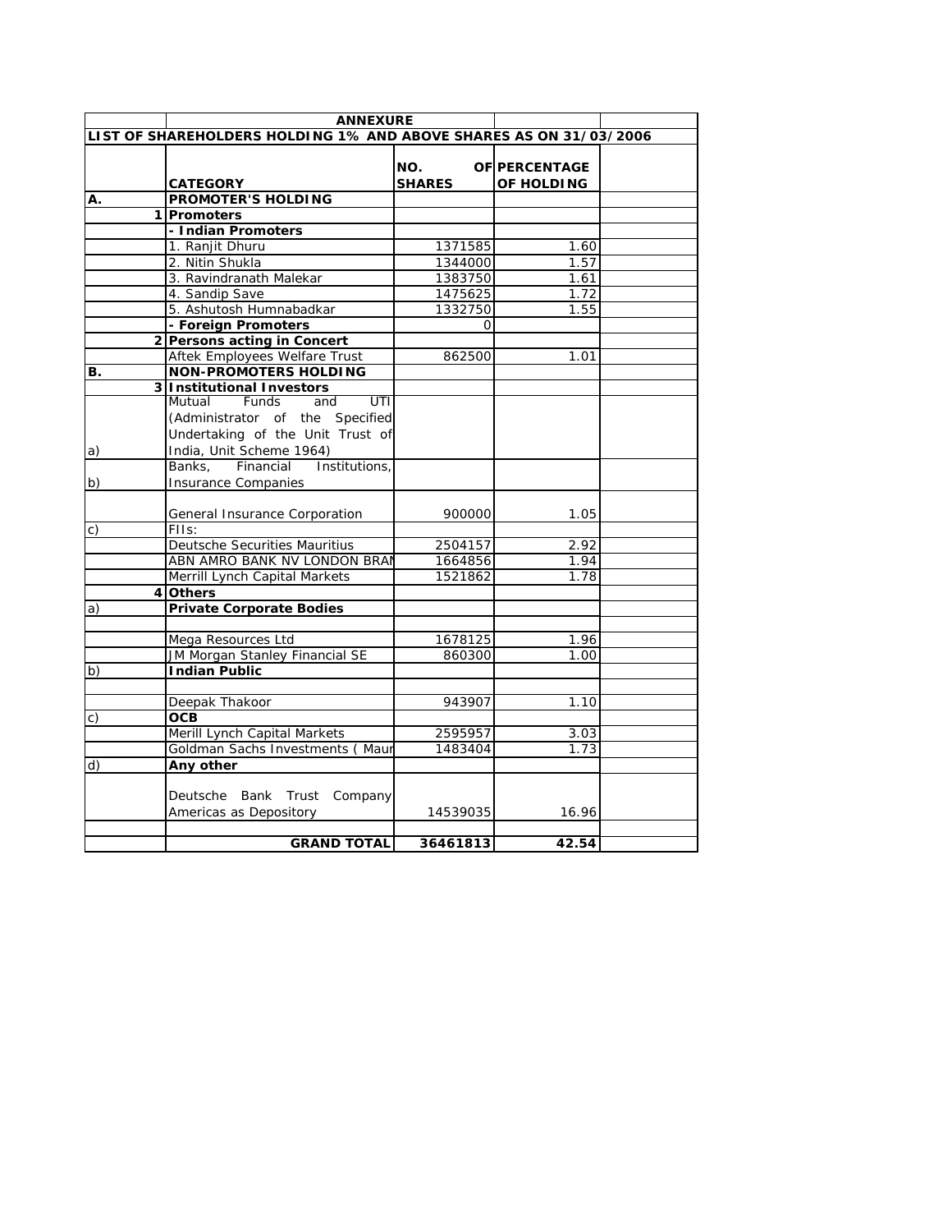**ANNEXURE**

**LIST OF SHAREHOLDERS HOLDING 1% AND ABOVE SHARES AS ON 31/03/2006**

| | CATEGORY | NO. OF SHARES | PERCENTAGE OF HOLDING | |
|---|---|---|---|---|
| **A.** | **PROMOTER'S HOLDING** | | | |
| **1** | **Promoters** | | | |
| | **- Indian Promoters** | | | |
| | 1. Ranjit Dhuru | 1371585 | 1.60 | |
| | 2. Nitin Shukla | 1344000 | 1.57 | |
| | 3. Ravindranath Malekar | 1383750 | 1.61 | |
| | 4. Sandip Save | 1475625 | 1.72 | |
| | 5. Ashutosh Humnabadkar | 1332750 | 1.55 | |
| | **- Foreign Promoters** | 0 | | |
| **2** | **Persons acting in Concert** | | | |
| | Aftek Employees Welfare Trust | 862500 | 1.01 | |
| **B.** | **NON-PROMOTERS HOLDING** | | | |
| **3** | **Institutional Investors** | | | |
| a) | Mutual Funds and UTI (Administrator of the Specified Undertaking of the Unit Trust of India, Unit Scheme 1964) | | | |
| b) | Banks, Financial Institutions, Insurance Companies | | | |
| | General Insurance Corporation | 900000 | 1.05 | |
| c) | FIIs: | | | |
| | Deutsche Securities Mauritius | 2504157 | 2.92 | |
| | ABN AMRO BANK NV LONDON BRAN | 1664856 | 1.94 | |
| | Merrill Lynch Capital Markets | 1521862 | 1.78 | |
| **4** | **Others** | | | |
| a) | **Private Corporate Bodies** | | | |
| | | | | |
| | Mega Resources Ltd | 1678125 | 1.96 | |
| | JM Morgan Stanley Financial SE | 860300 | 1.00 | |
| b) | **Indian Public** | | | |
| | | | | |
| | Deepak Thakoor | 943907 | 1.10 | |
| c) | **OCB** | | | |
| | Merill Lynch Capital Markets | 2595957 | 3.03 | |
| | Goldman Sachs Investments ( Maur | 1483404 | 1.73 | |
| d) | **Any other** | | | |
| | Deutsche Bank Trust Company Americas as Depository | 14539035 | 16.96 | |
| | | | | |
| | **GRAND TOTAL** | **36461813** | **42.54** | |